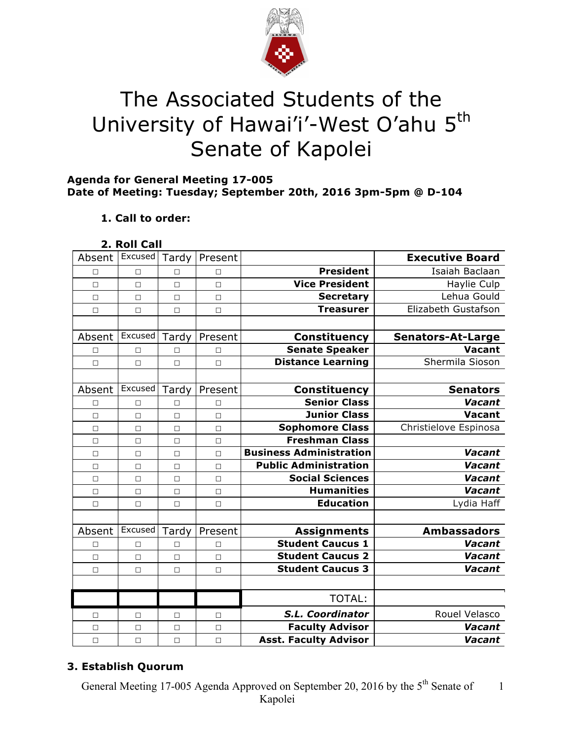# The Associated Students of the University of Hawai'i-West O'ahu 5th Senate of Kapolei

**Agenda for General Meeting 17-005**
**Date of Meeting: Tuesday; September 20th, 2016 3pm-5pm @ D-104**

1. **Call to order:**

2. **Roll Call**

| Absent | Excused | Tardy | Present | | **Executive Board** |
|---|---|---|---|---|---|
| □ | □ | □ | □ | **President** | Isaiah Baclaan |
| □ | □ | □ | □ | **Vice President** | Haylie Culp |
| □ | □ | □ | □ | **Secretary** | Lehua Gould |
| □ | □ | □ | □ | **Treasurer** | Elizabeth Gustafson |
| | | | | | |
| Absent | Excused | Tardy | Present | **Constituency** | **Senators-At-Large** |
| □ | □ | □ | □ | **Senate Speaker** | **Vacant** |
| □ | □ | □ | □ | **Distance Learning** | Shermila Sioson |
| | | | | | |
| Absent | Excused | Tardy | Present | **Constituency** | **Senators** |
| □ | □ | □ | □ | **Senior Class** | ***Vacant*** |
| □ | □ | □ | □ | **Junior Class** | **Vacant** |
| □ | □ | □ | □ | **Sophomore Class** | Christielove Espinosa |
| □ | □ | □ | □ | **Freshman Class** | |
| □ | □ | □ | □ | **Business Administration** | ***Vacant*** |
| □ | □ | □ | □ | **Public Administration** | ***Vacant*** |
| □ | □ | □ | □ | **Social Sciences** | ***Vacant*** |
| □ | □ | □ | □ | **Humanities** | ***Vacant*** |
| □ | □ | □ | □ | **Education** | Lydia Haff |
| | | | | | |
| Absent | Excused | Tardy | Present | **Assignments** | **Ambassadors** |
| □ | □ | □ | □ | **Student Caucus 1** | ***Vacant*** |
| □ | □ | □ | □ | **Student Caucus 2** | ***Vacant*** |
| □ | □ | □ | □ | **Student Caucus 3** | ***Vacant*** |
| | | | | | |
| | | | | TOTAL: | |
| □ | □ | □ | □ | ***S.L. Coordinator*** | Rouel Velasco |
| □ | □ | □ | □ | **Faculty Advisor** | ***Vacant*** |
| □ | □ | □ | □ | **Asst. Faculty Advisor** | ***Vacant*** |

3. **Establish Quorum**

General Meeting 17-005 Agenda Approved on September 20, 2016 by the 5th Senate of Kapolei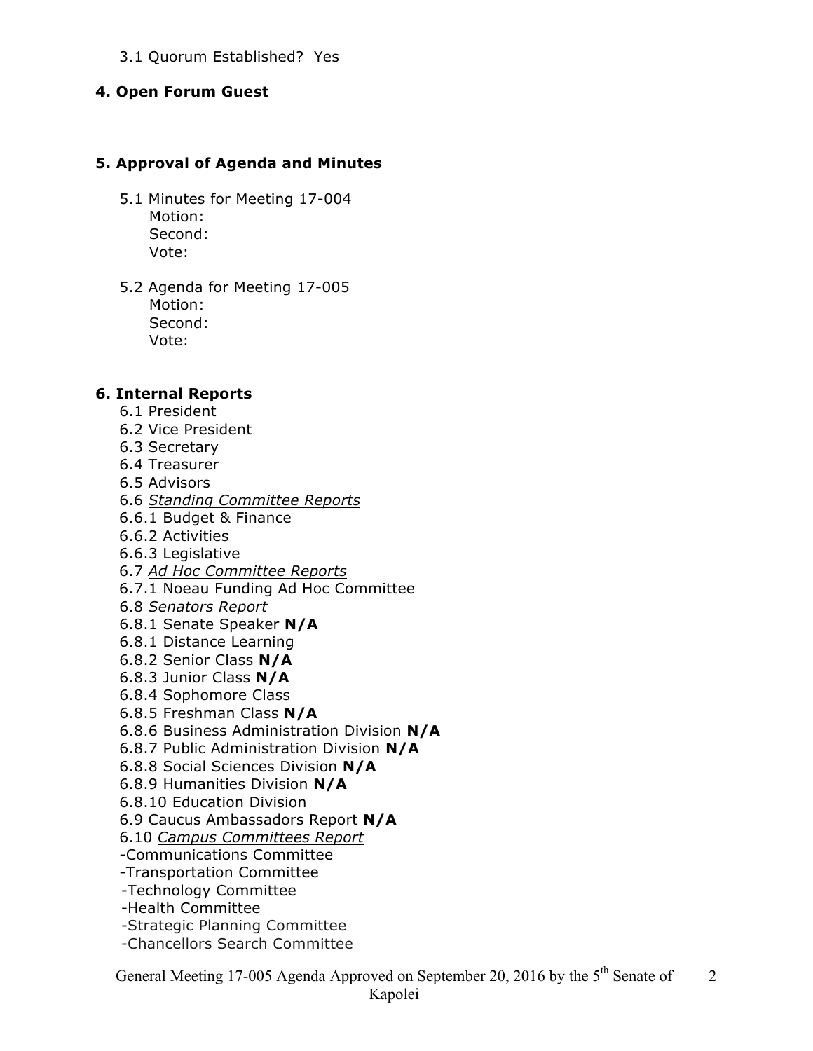3.1 Quorum Established? Yes

## 4. Open Forum Guest

## 5. Approval of Agenda and Minutes

5.1 Minutes for Meeting 17-004
Motion:
Second:
Vote:

5.2 Agenda for Meeting 17-005
Motion:
Second:
Vote:

## 6. Internal Reports

6.1 President
6.2 Vice President
6.3 Secretary
6.4 Treasurer
6.5 Advisors
6.6 *Standing Committee Reports*
6.6.1 Budget & Finance
6.6.2 Activities
6.6.3 Legislative
6.7 *Ad Hoc Committee Reports*
6.7.1 Noeau Funding Ad Hoc Committee
6.8 *Senators Report*
6.8.1 Senate Speaker **N/A**
6.8.1 Distance Learning
6.8.2 Senior Class **N/A**
6.8.3 Junior Class **N/A**
6.8.4 Sophomore Class
6.8.5 Freshman Class **N/A**
6.8.6 Business Administration Division **N/A**
6.8.7 Public Administration Division **N/A**
6.8.8 Social Sciences Division **N/A**
6.8.9 Humanities Division **N/A**
6.8.10 Education Division
6.9 Caucus Ambassadors Report **N/A**
6.10 *Campus Committees Report*
-Communications Committee
-Transportation Committee
-Technology Committee
-Health Committee
-Strategic Planning Committee
-Chancellors Search Committee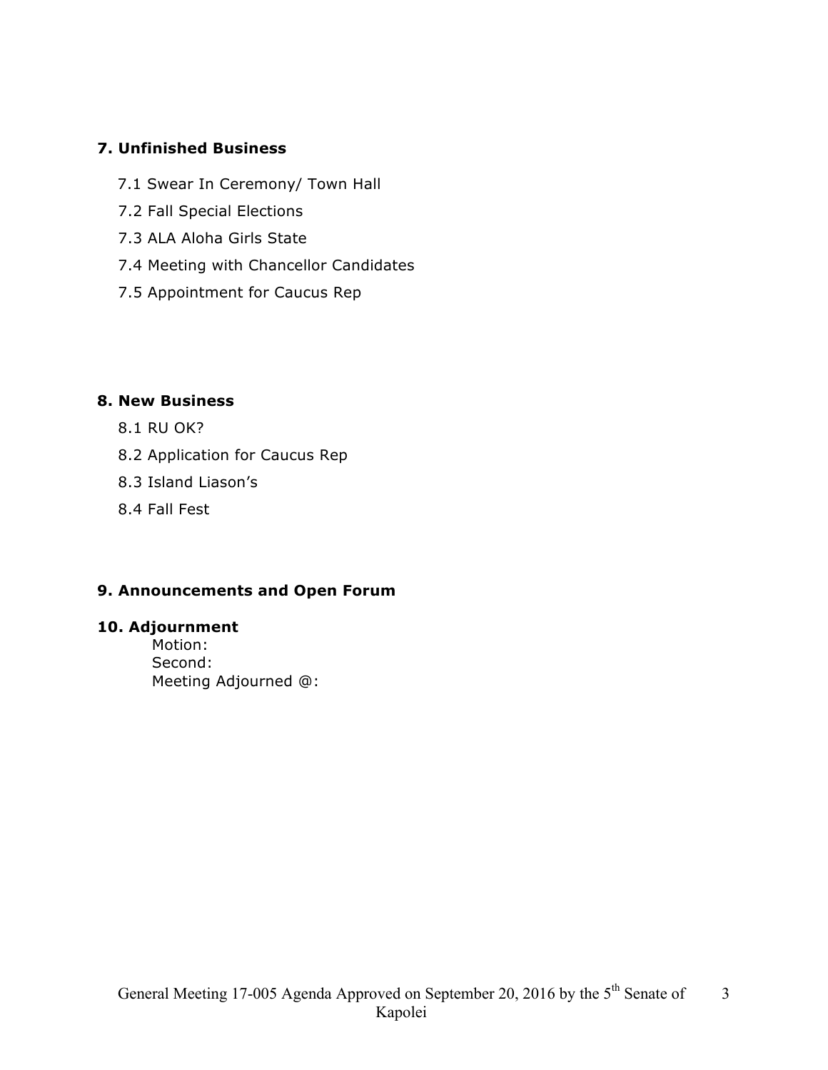## 7. Unfinished Business

7.1 Swear In Ceremony/ Town Hall

7.2 Fall Special Elections

7.3 ALA Aloha Girls State

7.4 Meeting with Chancellor Candidates

7.5 Appointment for Caucus Rep

## 8. New Business

8.1 RU OK?

8.2 Application for Caucus Rep

8.3 Island Liason's

8.4 Fall Fest

## 9. Announcements and Open Forum

## 10. Adjournment

Motion:
Second:
Meeting Adjourned @: